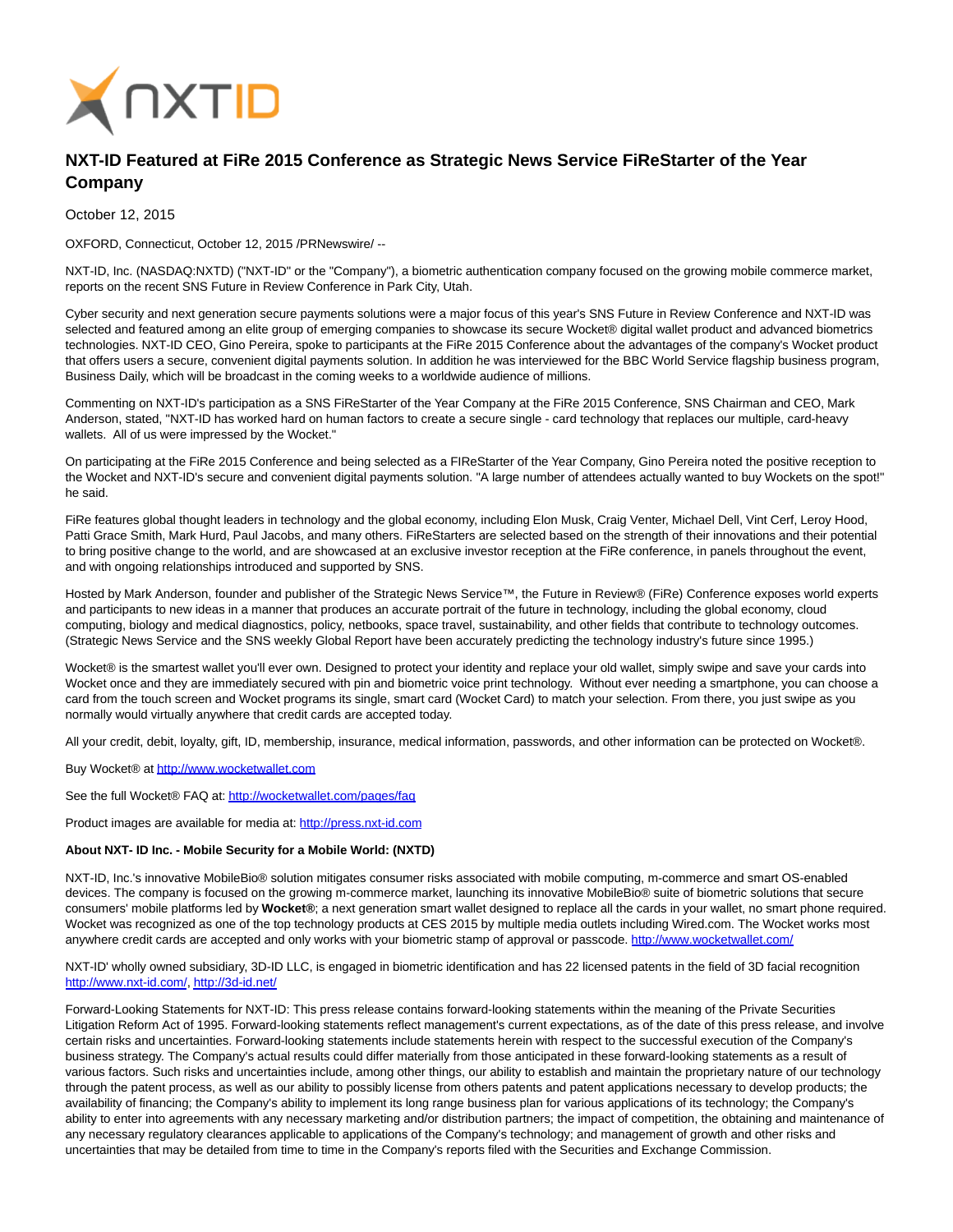# NXT-ID Featured at FiRe 2015 Conference as Strategic News Service FiReStarter of the Year Company

October 12, 2015

OXFORD, Connecticut, October 12, 2015 /PRNewswire/ --

NXT-ID, Inc. (NASDAQ:NXTD) ("NXT-ID" or the "Company"), a biometric authentication company focused on the growing mobile commerce market, reports on the recent SNS Future in Review Conference in Park City, Utah.

Cyber security and next generation secure payments solutions were a major focus of this year's SNS Future in Review Conference and NXT-ID was selected and featured among an elite group of emerging companies to showcase its secure Wocket® digital wallet product and advanced biometrics technologies. NXT-ID CEO, Gino Pereira, spoke to participants at the FiRe 2015 Conference about the advantages of the company's Wocket product that offers users a secure, convenient digital payments solution. In addition he was interviewed for the BBC World Service flagship business program, Business Daily, which will be broadcast in the coming weeks to a worldwide audience of millions.

Commenting on NXT-ID's participation as a SNS FiReStarter of the Year Company at the FiRe 2015 Conference, SNS Chairman and CEO, Mark Anderson, stated, "NXT-ID has worked hard on human factors to create a secure single - card technology that replaces our multiple, card-heavy wallets.  All of us were impressed by the Wocket."

On participating at the FiRe 2015 Conference and being selected as a FIReStarter of the Year Company, Gino Pereira noted the positive reception to the Wocket and NXT-ID's secure and convenient digital payments solution. "A large number of attendees actually wanted to buy Wockets on the spot!" he said.

FiRe features global thought leaders in technology and the global economy, including Elon Musk, Craig Venter, Michael Dell, Vint Cerf, Leroy Hood, Patti Grace Smith, Mark Hurd, Paul Jacobs, and many others. FiReStarters are selected based on the strength of their innovations and their potential to bring positive change to the world, and are showcased at an exclusive investor reception at the FiRe conference, in panels throughout the event, and with ongoing relationships introduced and supported by SNS.

Hosted by Mark Anderson, founder and publisher of the Strategic News Service™, the Future in Review® (FiRe) Conference exposes world experts and participants to new ideas in a manner that produces an accurate portrait of the future in technology, including the global economy, cloud computing, biology and medical diagnostics, policy, netbooks, space travel, sustainability, and other fields that contribute to technology outcomes. (Strategic News Service and the SNS weekly Global Report have been accurately predicting the technology industry's future since 1995.)

Wocket® is the smartest wallet you'll ever own. Designed to protect your identity and replace your old wallet, simply swipe and save your cards into Wocket once and they are immediately secured with pin and biometric voice print technology.  Without ever needing a smartphone, you can choose a card from the touch screen and Wocket programs its single, smart card (Wocket Card) to match your selection. From there, you just swipe as you normally would virtually anywhere that credit cards are accepted today.

All your credit, debit, loyalty, gift, ID, membership, insurance, medical information, passwords, and other information can be protected on Wocket®.

Buy Wocket® at http://www.wocketwallet.com

See the full Wocket® FAQ at: http://wocketwallet.com/pages/faq

Product images are available for media at: http://press.nxt-id.com

**About NXT- ID Inc. - Mobile Security for a Mobile World: (NXTD)**

NXT-ID, Inc.'s innovative MobileBio® solution mitigates consumer risks associated with mobile computing, m-commerce and smart OS-enabled devices. The company is focused on the growing m-commerce market, launching its innovative MobileBio® suite of biometric solutions that secure consumers' mobile platforms led by **Wocket®**; a next generation smart wallet designed to replace all the cards in your wallet, no smart phone required. Wocket was recognized as one of the top technology products at CES 2015 by multiple media outlets including Wired.com. The Wocket works most anywhere credit cards are accepted and only works with your biometric stamp of approval or passcode. http://www.wocketwallet.com/

NXT-ID' wholly owned subsidiary, 3D-ID LLC, is engaged in biometric identification and has 22 licensed patents in the field of 3D facial recognition http://www.nxt-id.com/, http://3d-id.net/

Forward-Looking Statements for NXT-ID: This press release contains forward-looking statements within the meaning of the Private Securities Litigation Reform Act of 1995. Forward-looking statements reflect management's current expectations, as of the date of this press release, and involve certain risks and uncertainties. Forward-looking statements include statements herein with respect to the successful execution of the Company's business strategy. The Company's actual results could differ materially from those anticipated in these forward-looking statements as a result of various factors. Such risks and uncertainties include, among other things, our ability to establish and maintain the proprietary nature of our technology through the patent process, as well as our ability to possibly license from others patents and patent applications necessary to develop products; the availability of financing; the Company's ability to implement its long range business plan for various applications of its technology; the Company's ability to enter into agreements with any necessary marketing and/or distribution partners; the impact of competition, the obtaining and maintenance of any necessary regulatory clearances applicable to applications of the Company's technology; and management of growth and other risks and uncertainties that may be detailed from time to time in the Company's reports filed with the Securities and Exchange Commission.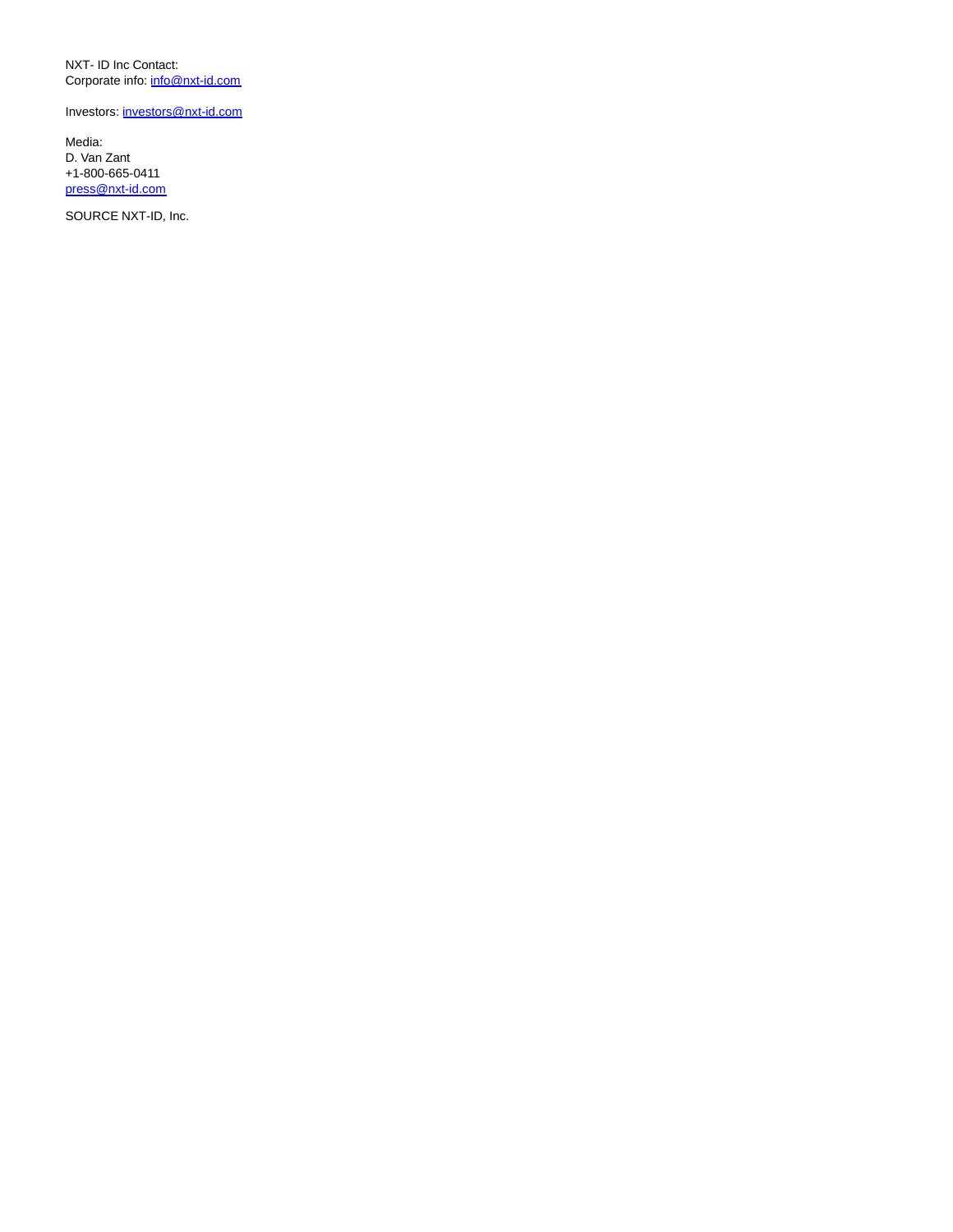NXT- ID Inc Contact:
Corporate info: info@nxt-id.com

Investors: investors@nxt-id.com

Media:
D. Van Zant
+1-800-665-0411
press@nxt-id.com

SOURCE NXT-ID, Inc.